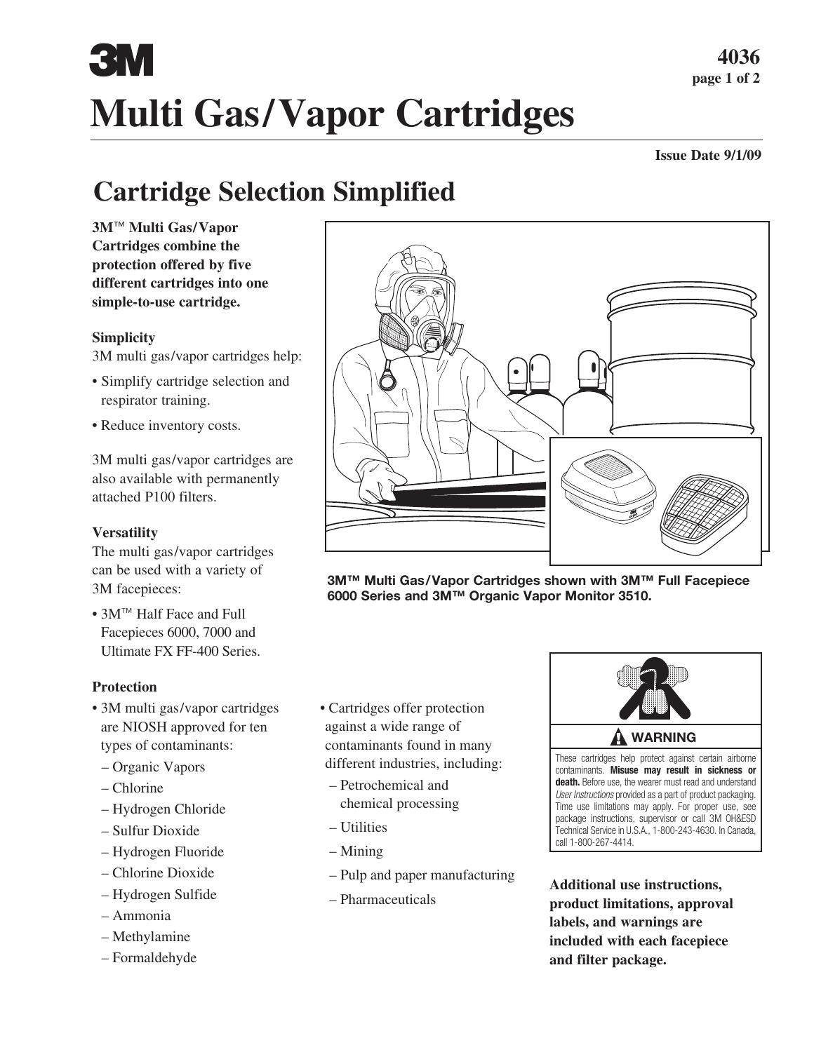# 3M

# Multi Gas/Vapor Cartridges

4036

Issue Date 9/1/09

## Cartridge Selection Simplified

**3M™ Multi Gas/Vapor Cartridges combine the protection offered by five different cartridges into one simple-to-use cartridge.**

### Simplicity

3M multi gas/vapor cartridges help:

- Simplify cartridge selection and respirator training.
- Reduce inventory costs.

3M multi gas/vapor cartridges are also available with permanently attached P100 filters.

### Versatility

The multi gas/vapor cartridges can be used with a variety of 3M facepieces:

- 3M™ Half Face and Full Facepieces 6000, 7000 and Ultimate FX FF-400 Series.

**3M™ Multi Gas/Vapor Cartridges shown with 3M™ Full Facepiece 6000 Series and 3M™ Organic Vapor Monitor 3510.**

### Protection

- 3M multi gas/vapor cartridges are NIOSH approved for ten types of contaminants:
  - Organic Vapors
  - Chlorine
  - Hydrogen Chloride
  - Sulfur Dioxide
  - Hydrogen Fluoride
  - Chlorine Dioxide
  - Hydrogen Sulfide
  - Ammonia
  - Methylamine
  - Formaldehyde
- Cartridges offer protection against a wide range of contaminants found in many different industries, including:
  - Petrochemical and chemical processing
  - Utilities
  - Mining
  - Pulp and paper manufacturing
  - Pharmaceuticals

**WARNING**

These cartridges help protect against certain airborne contaminants. **Misuse may result in sickness or death.** Before use, the wearer must read and understand *User Instructions* provided as a part of product packaging. Time use limitations may apply. For proper use, see package instructions, supervisor or call 3M OH&ESD Technical Service in U.S.A., 1-800-243-4630. In Canada, call 1-800-267-4414.

**Additional use instructions, product limitations, approval labels, and warnings are included with each facepiece and filter package.**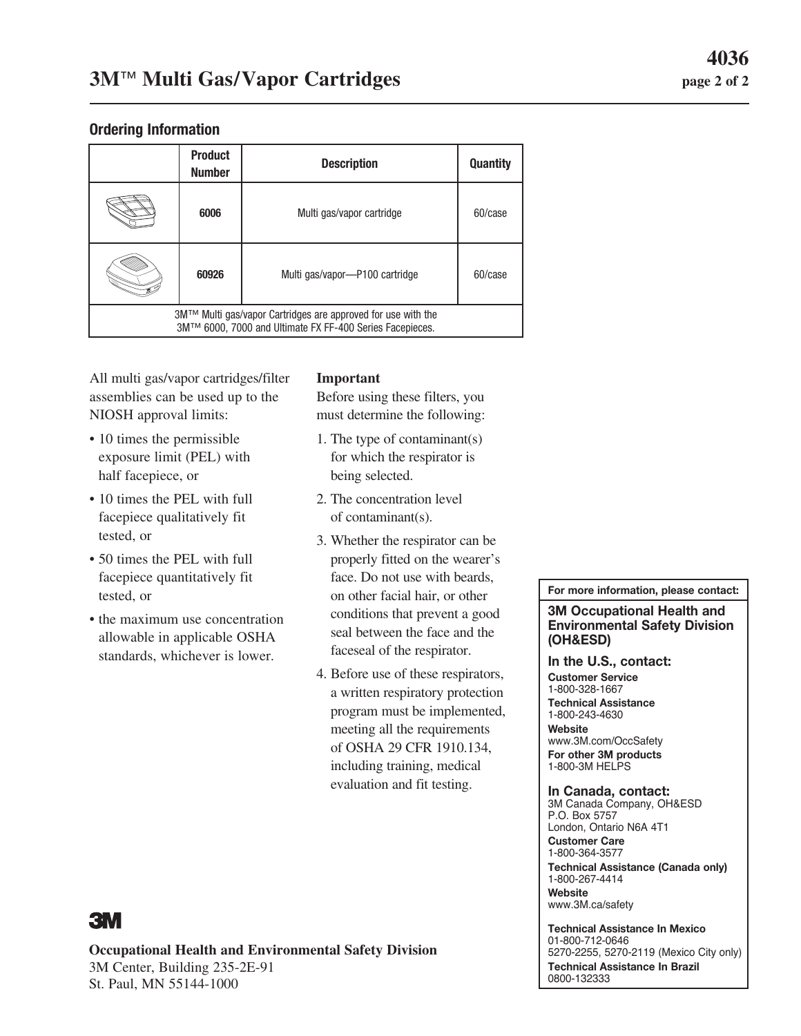## Ordering Information

| | Product Number | Description | Quantity |
|---|---|---|---|
| | 6006 | Multi gas/vapor cartridge | 60/case |
| | 60926 | Multi gas/vapor—P100 cartridge | 60/case |
| 3M™ Multi gas/vapor Cartridges are approved for use with the 3M™ 6000, 7000 and Ultimate FX FF-400 Series Facepieces. | | | |

All multi gas/vapor cartridges/filter assemblies can be used up to the NIOSH approval limits:

- 10 times the permissible exposure limit (PEL) with half facepiece, or
- 10 times the PEL with full facepiece qualitatively fit tested, or
- 50 times the PEL with full facepiece quantitatively fit tested, or
- the maximum use concentration allowable in applicable OSHA standards, whichever is lower.

**Important**

Before using these filters, you must determine the following:

1. The type of contaminant(s) for which the respirator is being selected.
2. The concentration level of contaminant(s).
3. Whether the respirator can be properly fitted on the wearer's face. Do not use with beards, on other facial hair, or other conditions that prevent a good seal between the face and the faceseal of the respirator.
4. Before use of these respirators, a written respiratory protection program must be implemented, meeting all the requirements of OSHA 29 CFR 1910.134, including training, medical evaluation and fit testing.

**For more information, please contact:**

**3M Occupational Health and Environmental Safety Division (OH&ESD)**

**In the U.S., contact:**

**Customer Service**
1-800-328-1667

**Technical Assistance**
1-800-243-4630

**Website**
www.3M.com/OccSafety

**For other 3M products**
1-800-3M HELPS

**In Canada, contact:**
3M Canada Company, OH&ESD
P.O. Box 5757
London, Ontario N6A 4T1

**Customer Care**
1-800-364-3577

**Technical Assistance (Canada only)**
1-800-267-4414

**Website**
www.3M.ca/safety

**Technical Assistance In Mexico**
01-800-712-0646
5270-2255, 5270-2119 (Mexico City only)

**Technical Assistance In Brazil**
0800-132333

3M

**Occupational Health and Environmental Safety Division**
3M Center, Building 235-2E-91
St. Paul, MN 55144-1000